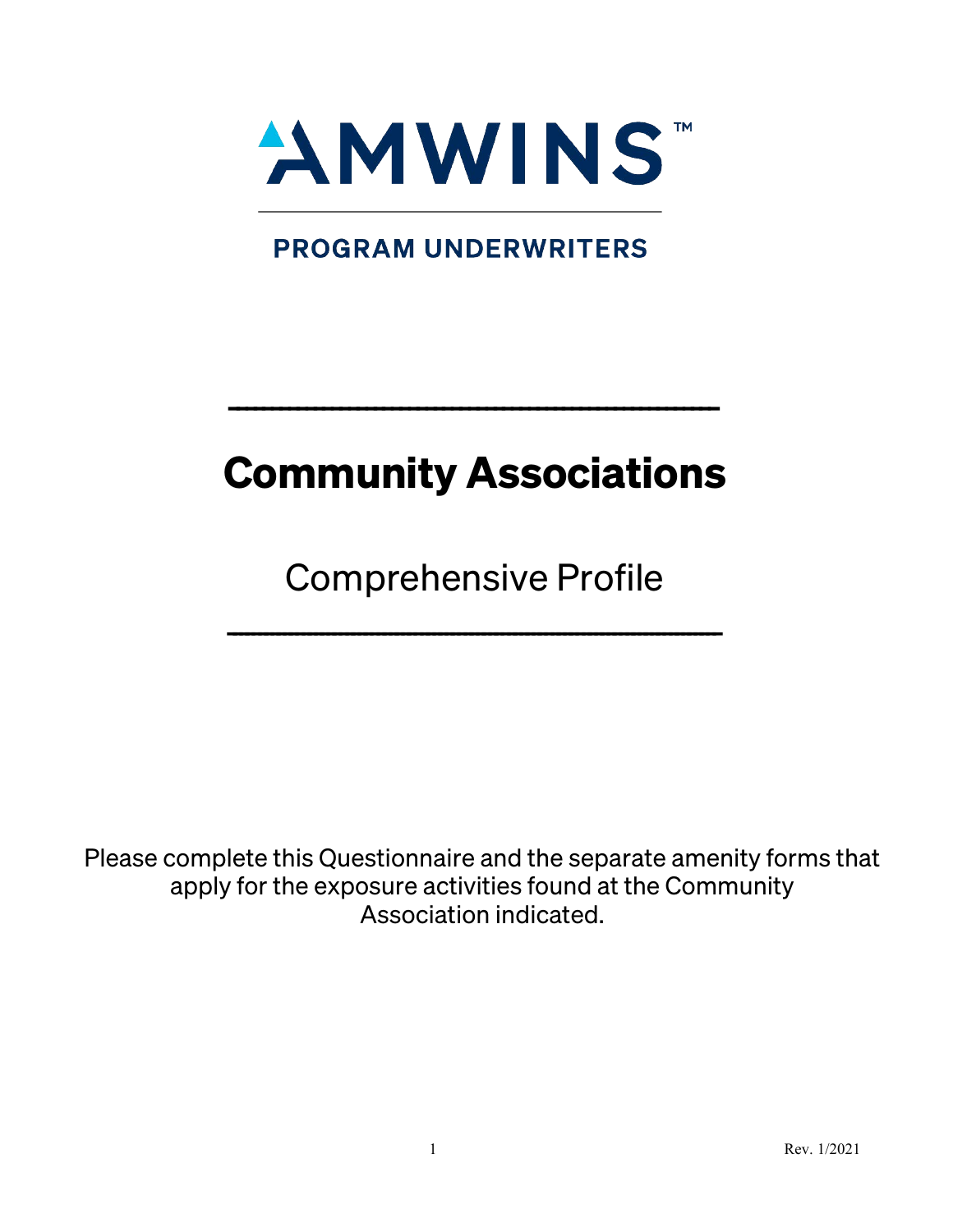AMWINS™

PROGRAM UNDERWRITERS

---

# Community Associations

## Comprehensive Profile

---

Please complete this Questionnaire and the separate amenity forms that apply for the exposure activities found at the Community Association indicated.

Rev. 1/2021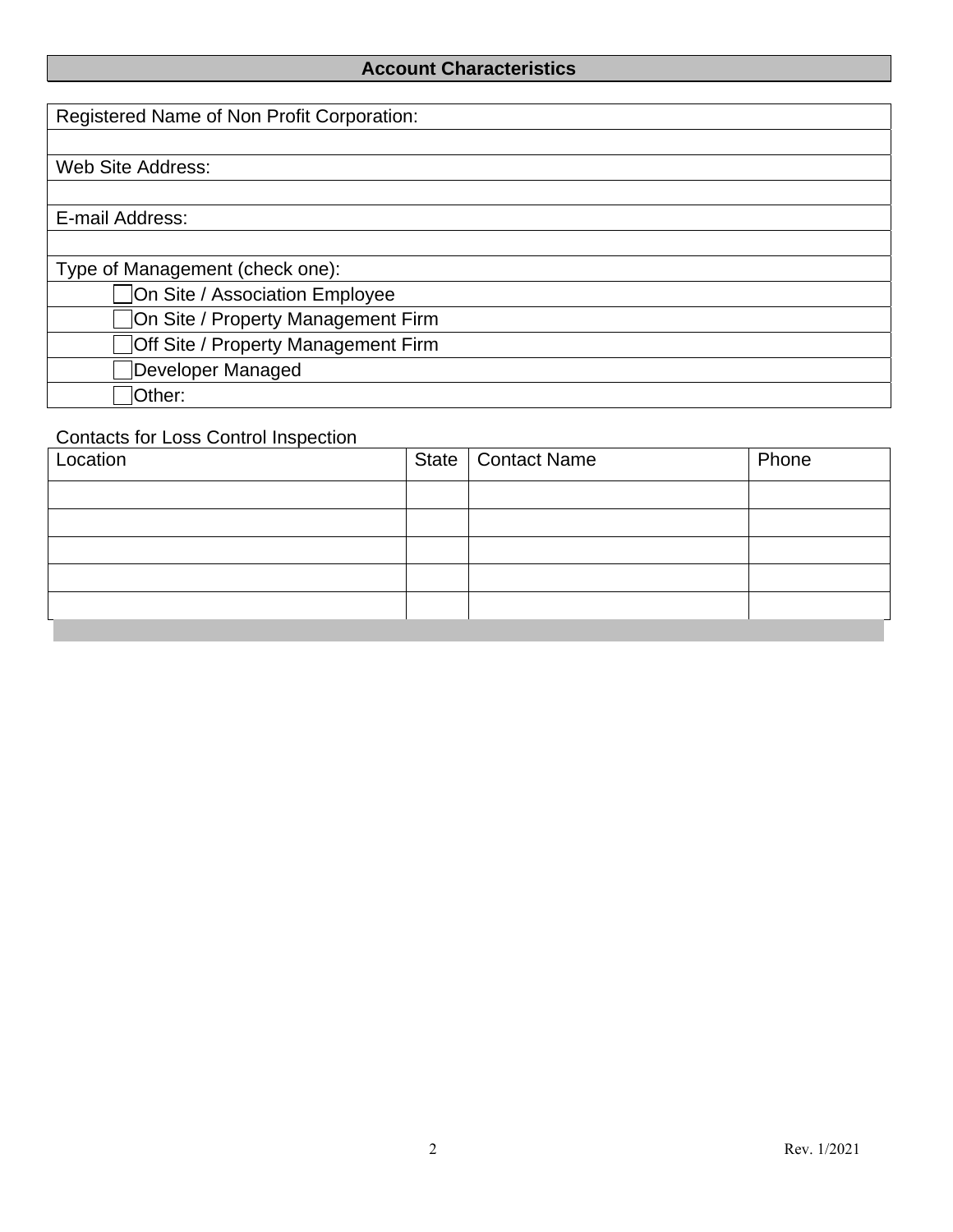## Account Characteristics

Registered Name of Non Profit Corporation:

Web Site Address:

E-mail Address:

Type of Management (check one):

- ☐ On Site / Association Employee
- ☐ On Site / Property Management Firm
- ☐ Off Site / Property Management Firm
- ☐ Developer Managed
- ☐ Other:

Contacts for Loss Control Inspection

| Location | State | Contact Name | Phone |
|---|---|---|---|
| | | | |
| | | | |
| | | | |
| | | | |
| | | | |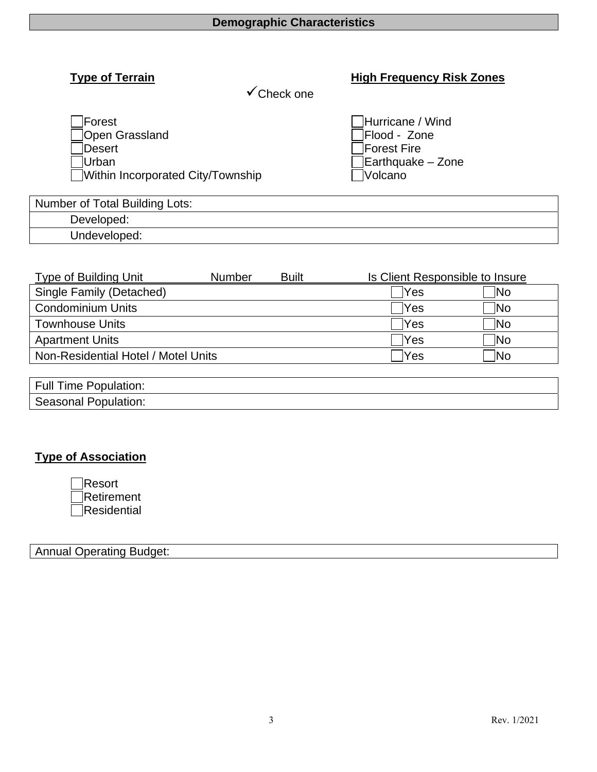## Demographic Characteristics

**Type of Terrain** ✓Check one

- ☐ Forest
- ☐ Open Grassland
- ☐ Desert
- ☐ Urban
- ☐ Within Incorporated City/Township

**High Frequency Risk Zones**

- ☐ Hurricane / Wind
- ☐ Flood - Zone
- ☐ Forest Fire
- ☐ Earthquake – Zone
- ☐ Volcano

| Number of Total Building Lots: |
|---|
| Developed: |
| Undeveloped: |

| Type of Building Unit | Number | Built | Is Client Responsible to Insure | |
|---|---|---|---|---|
| Single Family (Detached) | | | ☐ Yes | ☐ No |
| Condominium Units | | | ☐ Yes | ☐ No |
| Townhouse Units | | | ☐ Yes | ☐ No |
| Apartment Units | | | ☐ Yes | ☐ No |
| Non-Residential Hotel / Motel Units | | | ☐ Yes | ☐ No |

| Full Time Population: |
|---|
| Seasonal Population: |

**Type of Association**

- ☐ Resort
- ☐ Retirement
- ☐ Residential

| Annual Operating Budget: |
|---|

Rev. 1/2021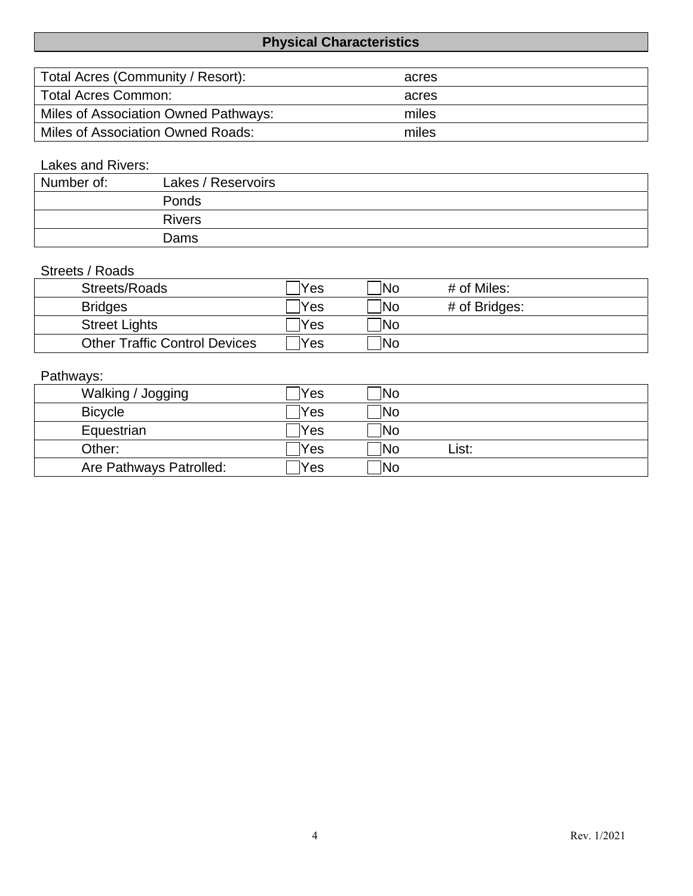## Physical Characteristics

| Total Acres (Community / Resort): | acres |
|---|---|
| Total Acres Common: | acres |
| Miles of Association Owned Pathways: | miles |
| Miles of Association Owned Roads: | miles |

Lakes and Rivers:

| Number of: | Lakes / Reservoirs |
|---|---|
| | Ponds |
| | Rivers |
| | Dams |

Streets / Roads

| | | | |
|---|---|---|---|
| Streets/Roads | ☐Yes | ☐No | # of Miles: |
| Bridges | ☐Yes | ☐No | # of Bridges: |
| Street Lights | ☐Yes | ☐No | |
| Other Traffic Control Devices | ☐Yes | ☐No | |

Pathways:

| | | | |
|---|---|---|---|
| Walking / Jogging | ☐Yes | ☐No | |
| Bicycle | ☐Yes | ☐No | |
| Equestrian | ☐Yes | ☐No | |
| Other: | ☐Yes | ☐No | List: |
| Are Pathways Patrolled: | ☐Yes | ☐No | |

Rev. 1/2021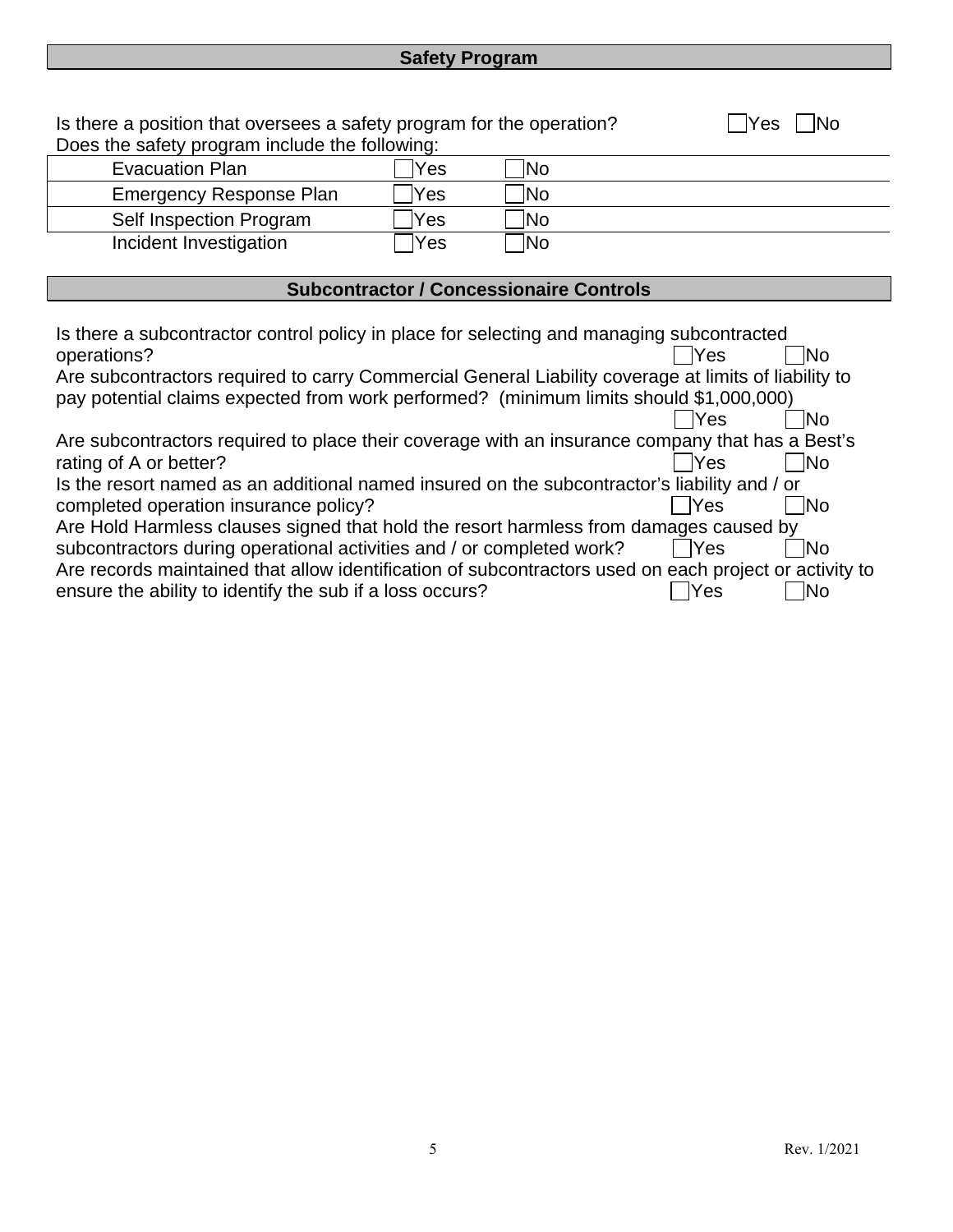## Safety Program

Is there a position that oversees a safety program for the operation? ☐ Yes ☐ No

Does the safety program include the following:

| | | |
|---|---|---|
| Evacuation Plan | ☐ Yes | ☐ No |
| Emergency Response Plan | ☐ Yes | ☐ No |
| Self Inspection Program | ☐ Yes | ☐ No |
| Incident Investigation | ☐ Yes | ☐ No |

## Subcontractor / Concessionaire Controls

Is there a subcontractor control policy in place for selecting and managing subcontracted operations? ☐ Yes ☐ No

Are subcontractors required to carry Commercial General Liability coverage at limits of liability to pay potential claims expected from work performed? (minimum limits should $1,000,000) ☐ Yes ☐ No

Are subcontractors required to place their coverage with an insurance company that has a Best's rating of A or better? ☐ Yes ☐ No

Is the resort named as an additional named insured on the subcontractor's liability and / or completed operation insurance policy? ☐ Yes ☐ No

Are Hold Harmless clauses signed that hold the resort harmless from damages caused by subcontractors during operational activities and / or completed work? ☐ Yes ☐ No

Are records maintained that allow identification of subcontractors used on each project or activity to ensure the ability to identify the sub if a loss occurs? ☐ Yes ☐ No

Rev. 1/2021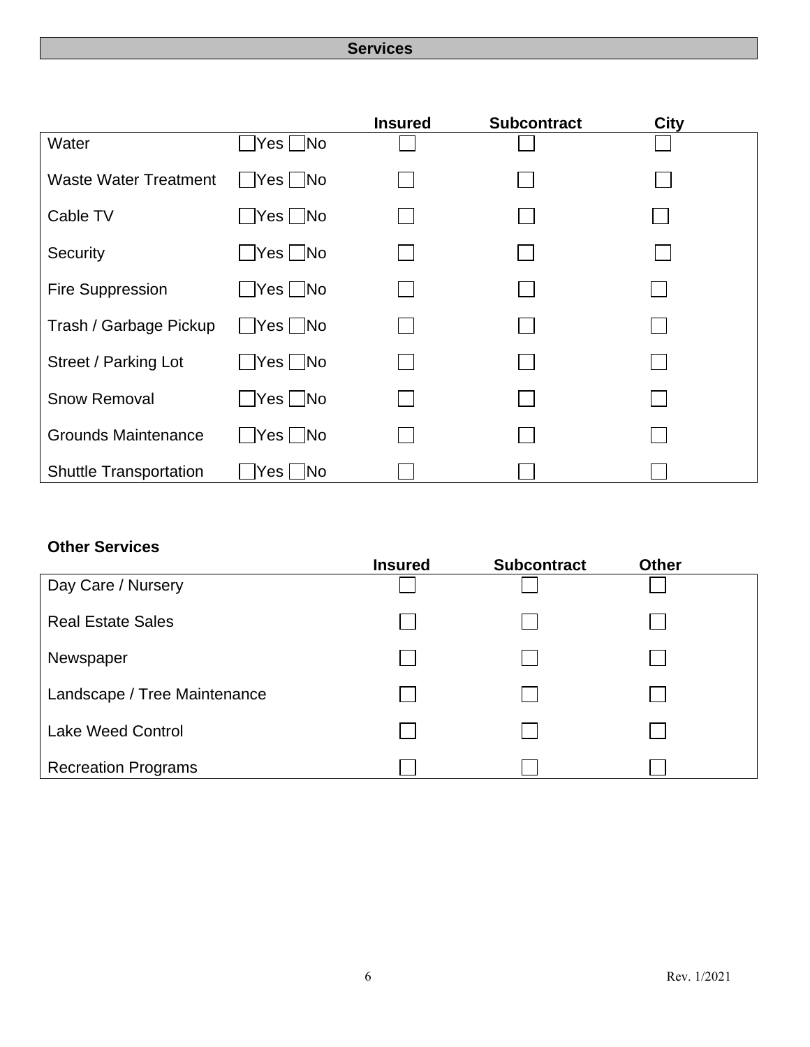## Services

| | | Insured | Subcontract | City |
|---|---|---|---|---|
| Water | ☐Yes ☐No | ☐ | ☐ | ☐ |
| Waste Water Treatment | ☐Yes ☐No | ☐ | ☐ | ☐ |
| Cable TV | ☐Yes ☐No | ☐ | ☐ | ☐ |
| Security | ☐Yes ☐No | ☐ | ☐ | ☐ |
| Fire Suppression | ☐Yes ☐No | ☐ | ☐ | ☐ |
| Trash / Garbage Pickup | ☐Yes ☐No | ☐ | ☐ | ☐ |
| Street / Parking Lot | ☐Yes ☐No | ☐ | ☐ | ☐ |
| Snow Removal | ☐Yes ☐No | ☐ | ☐ | ☐ |
| Grounds Maintenance | ☐Yes ☐No | ☐ | ☐ | ☐ |
| Shuttle Transportation | ☐Yes ☐No | ☐ | ☐ | ☐ |

**Other Services**

| | Insured | Subcontract | Other |
|---|---|---|---|
| Day Care / Nursery | ☐ | ☐ | ☐ |
| Real Estate Sales | ☐ | ☐ | ☐ |
| Newspaper | ☐ | ☐ | ☐ |
| Landscape / Tree Maintenance | ☐ | ☐ | ☐ |
| Lake Weed Control | ☐ | ☐ | ☐ |
| Recreation Programs | ☐ | ☐ | ☐ |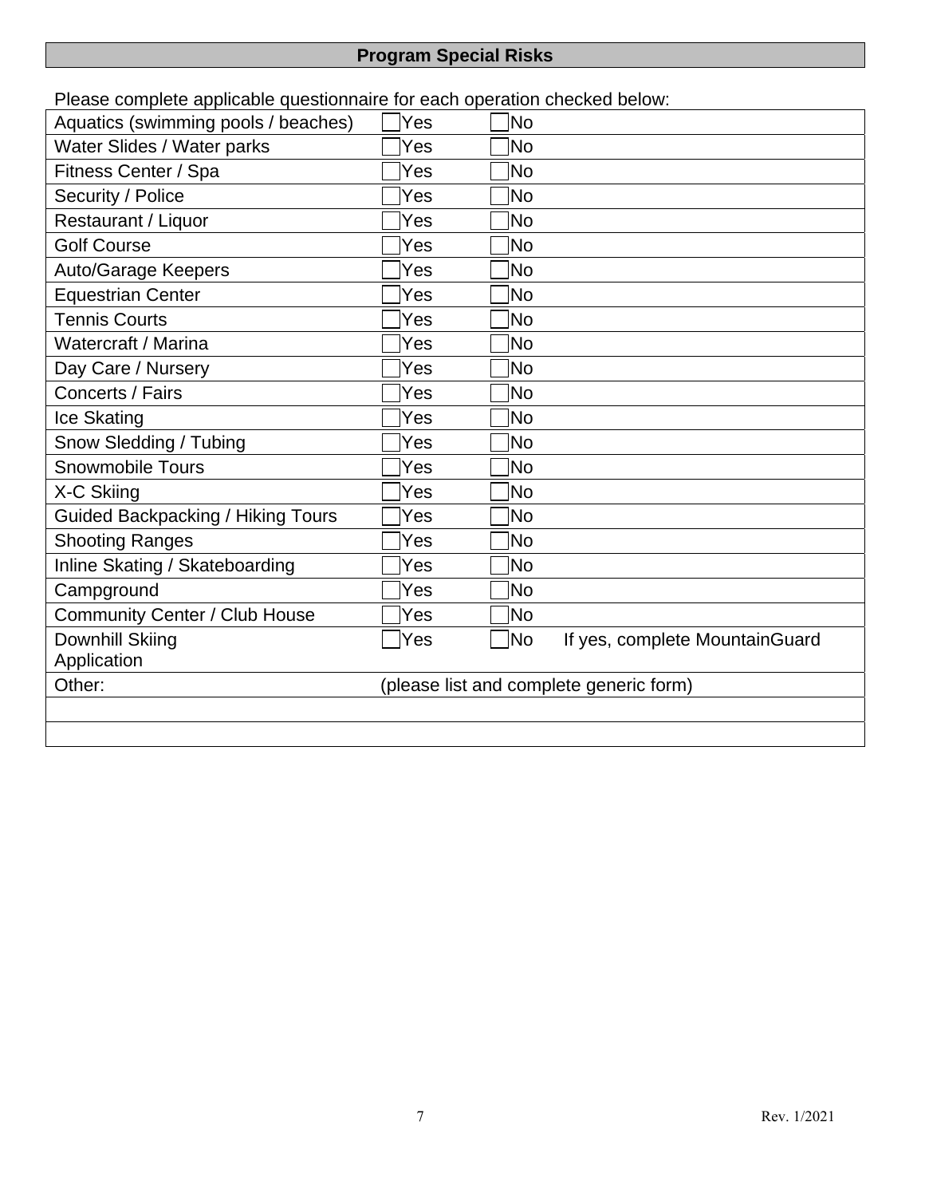## Program Special Risks

Please complete applicable questionnaire for each operation checked below:

| | | |
|---|---|---|
| Aquatics (swimming pools / beaches) | ☐ Yes | ☐ No |
| Water Slides / Water parks | ☐ Yes | ☐ No |
| Fitness Center / Spa | ☐ Yes | ☐ No |
| Security / Police | ☐ Yes | ☐ No |
| Restaurant / Liquor | ☐ Yes | ☐ No |
| Golf Course | ☐ Yes | ☐ No |
| Auto/Garage Keepers | ☐ Yes | ☐ No |
| Equestrian Center | ☐ Yes | ☐ No |
| Tennis Courts | ☐ Yes | ☐ No |
| Watercraft / Marina | ☐ Yes | ☐ No |
| Day Care / Nursery | ☐ Yes | ☐ No |
| Concerts / Fairs | ☐ Yes | ☐ No |
| Ice Skating | ☐ Yes | ☐ No |
| Snow Sledding / Tubing | ☐ Yes | ☐ No |
| Snowmobile Tours | ☐ Yes | ☐ No |
| X-C Skiing | ☐ Yes | ☐ No |
| Guided Backpacking / Hiking Tours | ☐ Yes | ☐ No |
| Shooting Ranges | ☐ Yes | ☐ No |
| Inline Skating / Skateboarding | ☐ Yes | ☐ No |
| Campground | ☐ Yes | ☐ No |
| Community Center / Club House | ☐ Yes | ☐ No |
| Downhill Skiing | ☐ Yes | ☐ No If yes, complete MountainGuard Application |
| Other: | (please list and complete generic form) | |
| | | |
| | | |

Rev. 1/2021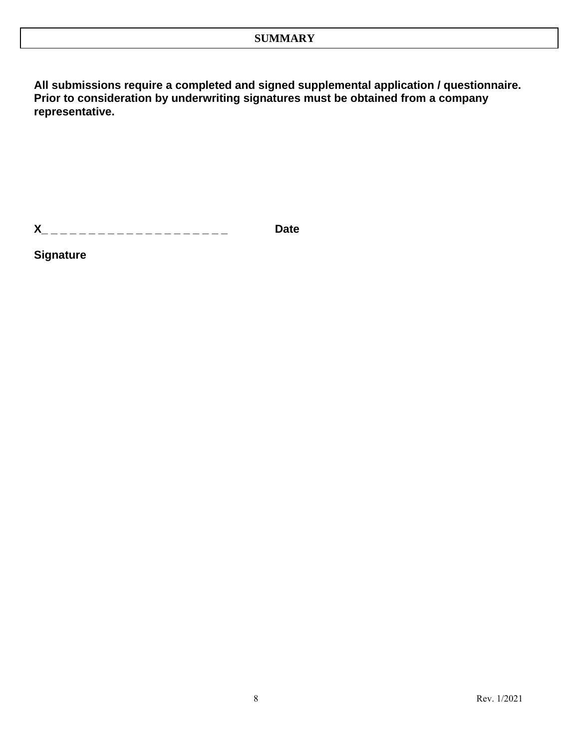## SUMMARY

**All submissions require a completed and signed supplemental application / questionnaire. Prior to consideration by underwriting signatures must be obtained from a company representative.**

**X_ _ _ _ _ _ _ _ _ _ _ _ _ _ _ _ _ _ _ _ _ _** **Date**

**Signature**